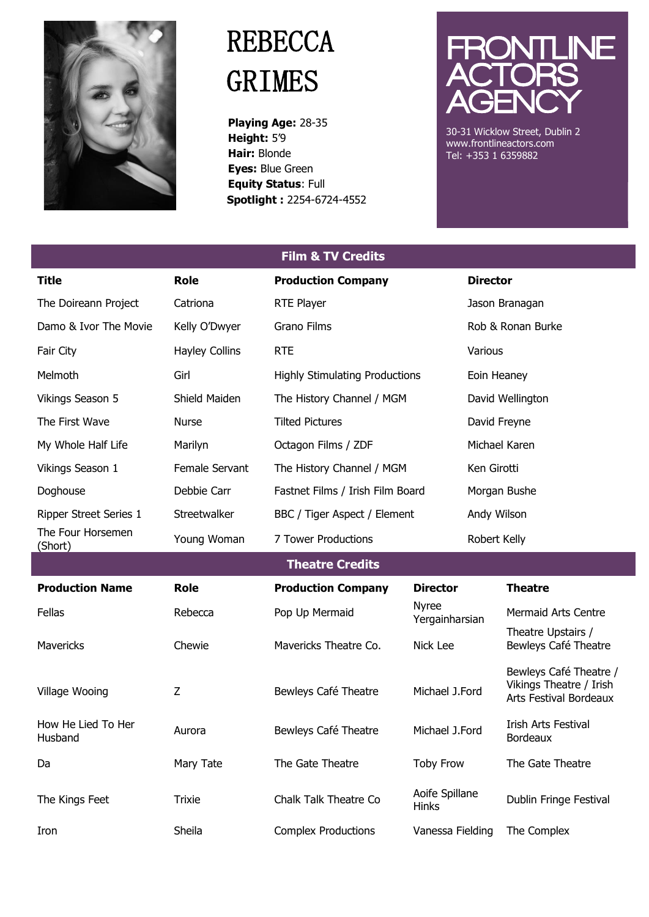# REBECCA GRIMES

**Playing Age:** 28-35
**Height:** 5'9
**Hair:** Blonde
**Eyes:** Blue Green
**Equity Status**: Full
**Spotlight :** 2254-6724-4552

## FRONTLINE ACTORS AGENCY

30-31 Wicklow Street, Dublin 2
www.frontlineactors.com
Tel: +353 1 6359882

## Film & TV Credits

| Title | Role | Production Company | Director |
|---|---|---|---|
| The Doireann Project | Catriona | RTE Player | Jason Branagan |
| Damo & Ivor The Movie | Kelly O'Dwyer | Grano Films | Rob & Ronan Burke |
| Fair City | Hayley Collins | RTE | Various |
| Melmoth | Girl | Highly Stimulating Productions | Eoin Heaney |
| Vikings Season 5 | Shield Maiden | The History Channel / MGM | David Wellington |
| The First Wave | Nurse | Tilted Pictures | David Freyne |
| My Whole Half Life | Marilyn | Octagon Films / ZDF | Michael Karen |
| Vikings Season 1 | Female Servant | The History Channel / MGM | Ken Girotti |
| Doghouse | Debbie Carr | Fastnet Films / Irish Film Board | Morgan Bushe |
| Ripper Street Series 1 | Streetwalker | BBC / Tiger Aspect / Element | Andy Wilson |
| The Four Horsemen (Short) | Young Woman | 7 Tower Productions | Robert Kelly |

## Theatre Credits

| Production Name | Role | Production Company | Director | Theatre |
|---|---|---|---|---|
| Fellas | Rebecca | Pop Up Mermaid | Nyree Yergainharsian | Mermaid Arts Centre |
| Mavericks | Chewie | Mavericks Theatre Co. | Nick Lee | Theatre Upstairs / Bewleys Café Theatre |
| Village Wooing | Z | Bewleys Café Theatre | Michael J.Ford | Bewleys Café Theatre / Vikings Theatre / Irish Arts Festival Bordeaux |
| How He Lied To Her Husband | Aurora | Bewleys Café Theatre | Michael J.Ford | Irish Arts Festival Bordeaux |
| Da | Mary Tate | The Gate Theatre | Toby Frow | The Gate Theatre |
| The Kings Feet | Trixie | Chalk Talk Theatre Co | Aoife Spillane Hinks | Dublin Fringe Festival |
| Iron | Sheila | Complex Productions | Vanessa Fielding | The Complex |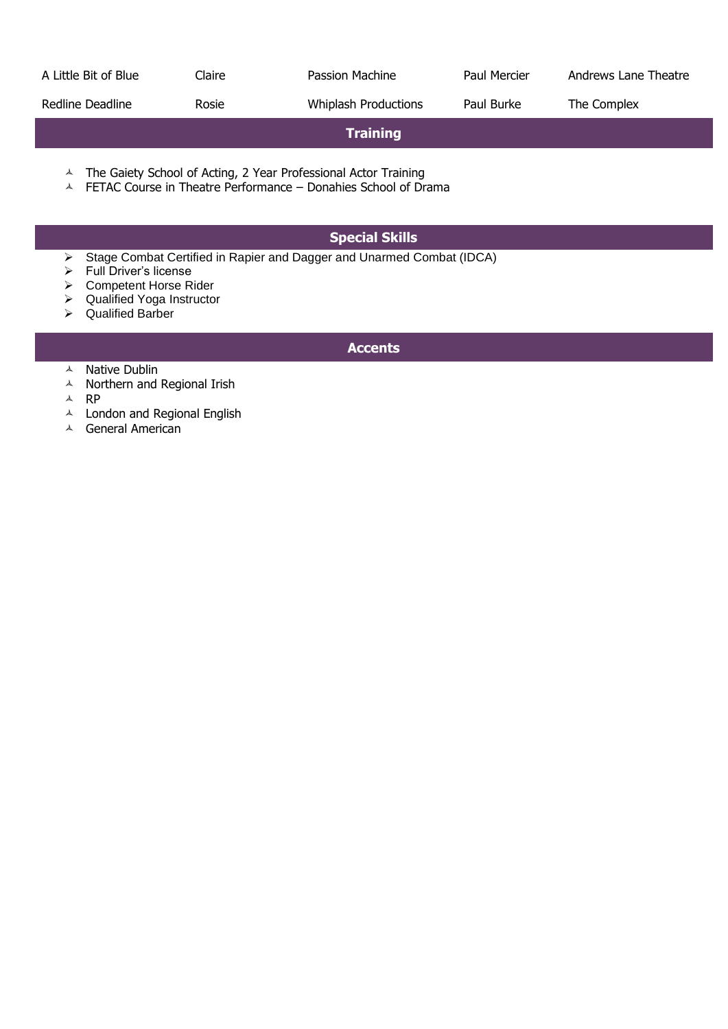| | | | | |
|---|---|---|---|---|
| A Little Bit of Blue | Claire | Passion Machine | Paul Mercier | Andrews Lane Theatre |
| Redline Deadline | Rosie | Whiplash Productions | Paul Burke | The Complex |

## Training

- The Gaiety School of Acting, 2 Year Professional Actor Training
- FETAC Course in Theatre Performance – Donahies School of Drama

## Special Skills

- Stage Combat Certified in Rapier and Dagger and Unarmed Combat (IDCA)
- Full Driver's license
- Competent Horse Rider
- Qualified Yoga Instructor
- Qualified Barber

## Accents

- Native Dublin
- Northern and Regional Irish
- RP
- London and Regional English
- General American